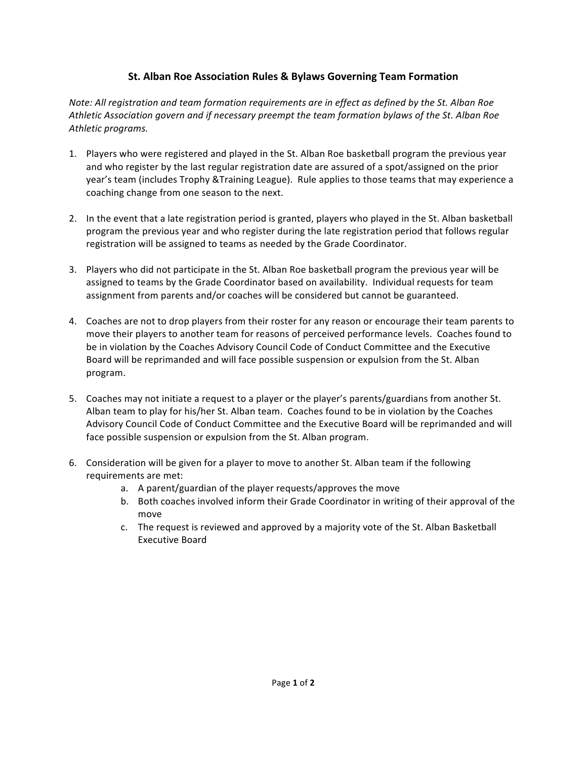## St. Alban Roe Association Rules & Bylaws Governing Team Formation

*Note: All registration and team formation requirements are in effect as defined by the St. Alban Roe Athletic Association govern and if necessary preempt the team formation bylaws of the St. Alban Roe Athletic programs.*

1. Players who were registered and played in the St. Alban Roe basketball program the previous year and who register by the last regular registration date are assured of a spot/assigned on the prior year's team (includes Trophy &Training League). Rule applies to those teams that may experience a coaching change from one season to the next.

2. In the event that a late registration period is granted, players who played in the St. Alban basketball program the previous year and who register during the late registration period that follows regular registration will be assigned to teams as needed by the Grade Coordinator.

3. Players who did not participate in the St. Alban Roe basketball program the previous year will be assigned to teams by the Grade Coordinator based on availability. Individual requests for team assignment from parents and/or coaches will be considered but cannot be guaranteed.

4. Coaches are not to drop players from their roster for any reason or encourage their team parents to move their players to another team for reasons of perceived performance levels. Coaches found to be in violation by the Coaches Advisory Council Code of Conduct Committee and the Executive Board will be reprimanded and will face possible suspension or expulsion from the St. Alban program.

5. Coaches may not initiate a request to a player or the player's parents/guardians from another St. Alban team to play for his/her St. Alban team. Coaches found to be in violation by the Coaches Advisory Council Code of Conduct Committee and the Executive Board will be reprimanded and will face possible suspension or expulsion from the St. Alban program.

6. Consideration will be given for a player to move to another St. Alban team if the following requirements are met:
    a. A parent/guardian of the player requests/approves the move
    b. Both coaches involved inform their Grade Coordinator in writing of their approval of the move
    c. The request is reviewed and approved by a majority vote of the St. Alban Basketball Executive Board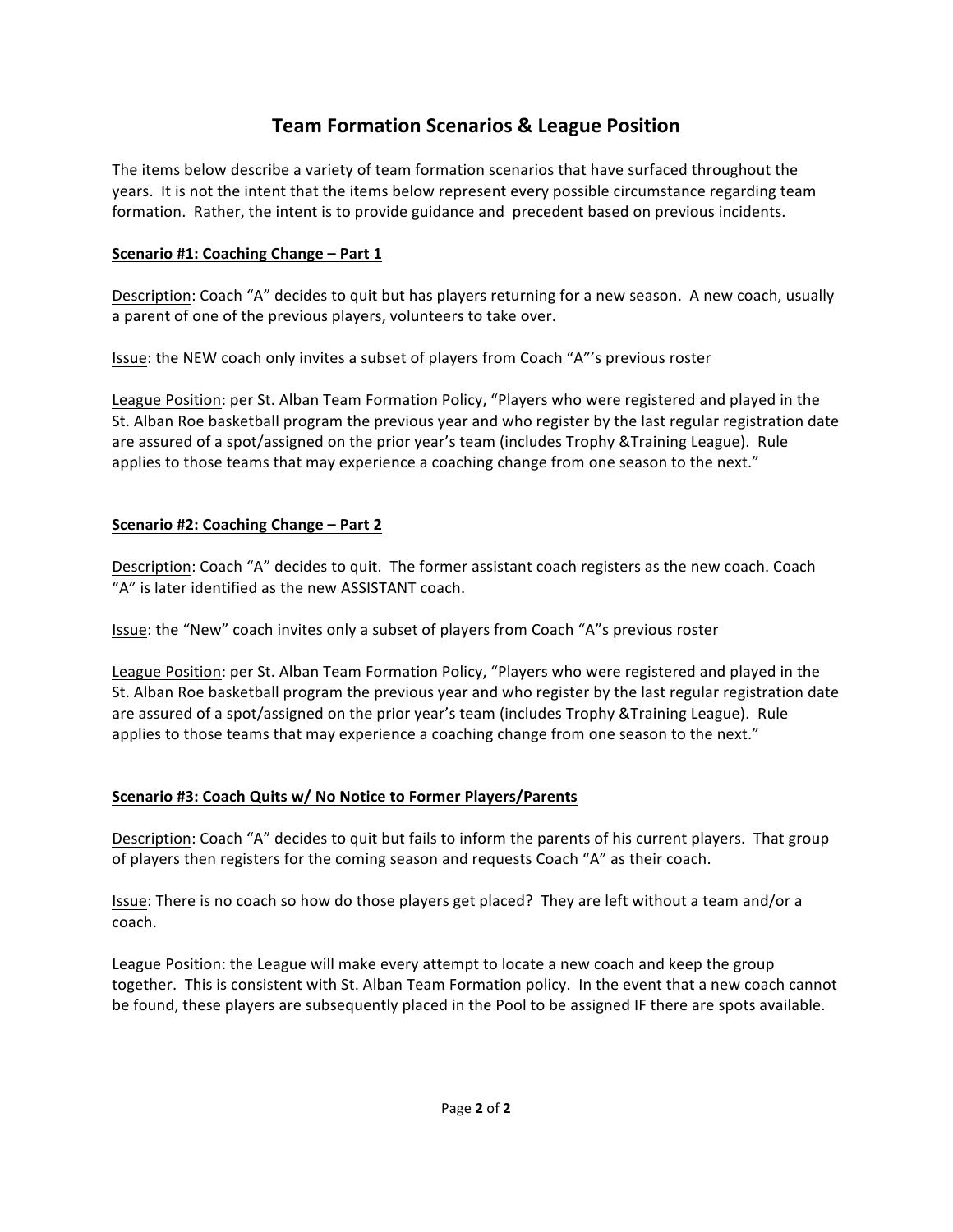# Team Formation Scenarios & League Position

The items below describe a variety of team formation scenarios that have surfaced throughout the years. It is not the intent that the items below represent every possible circumstance regarding team formation. Rather, the intent is to provide guidance and precedent based on previous incidents.

## Scenario #1: Coaching Change – Part 1

Description: Coach "A" decides to quit but has players returning for a new season. A new coach, usually a parent of one of the previous players, volunteers to take over.

Issue: the NEW coach only invites a subset of players from Coach "A"'s previous roster

League Position: per St. Alban Team Formation Policy, "Players who were registered and played in the St. Alban Roe basketball program the previous year and who register by the last regular registration date are assured of a spot/assigned on the prior year's team (includes Trophy &Training League). Rule applies to those teams that may experience a coaching change from one season to the next."

## Scenario #2: Coaching Change – Part 2

Description: Coach "A" decides to quit. The former assistant coach registers as the new coach. Coach "A" is later identified as the new ASSISTANT coach.

Issue: the "New" coach invites only a subset of players from Coach "A"s previous roster

League Position: per St. Alban Team Formation Policy, "Players who were registered and played in the St. Alban Roe basketball program the previous year and who register by the last regular registration date are assured of a spot/assigned on the prior year's team (includes Trophy &Training League). Rule applies to those teams that may experience a coaching change from one season to the next."

## Scenario #3: Coach Quits w/ No Notice to Former Players/Parents

Description: Coach "A" decides to quit but fails to inform the parents of his current players. That group of players then registers for the coming season and requests Coach "A" as their coach.

Issue: There is no coach so how do those players get placed? They are left without a team and/or a coach.

League Position: the League will make every attempt to locate a new coach and keep the group together. This is consistent with St. Alban Team Formation policy. In the event that a new coach cannot be found, these players are subsequently placed in the Pool to be assigned IF there are spots available.